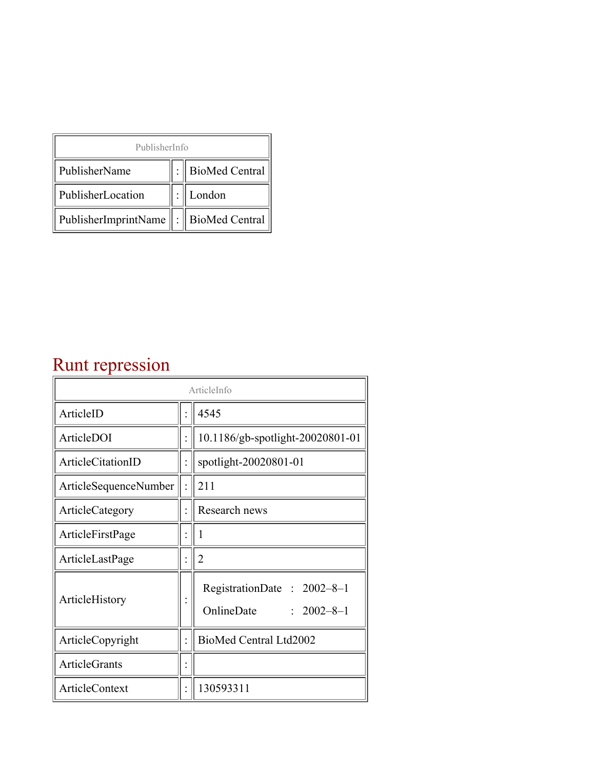| PublisherInfo | | |
|---|---|---|
| PublisherName | : | BioMed Central |
| PublisherLocation | : | London |
| PublisherImprintName | : | BioMed Central |

# Runt repression

| ArticleInfo | | |
|---|---|---|
| ArticleID | : | 4545 |
| ArticleDOI | : | 10.1186/gb-spotlight-20020801-01 |
| ArticleCitationID | : | spotlight-20020801-01 |
| ArticleSequenceNumber | : | 211 |
| ArticleCategory | : | Research news |
| ArticleFirstPage | : | 1 |
| ArticleLastPage | : | 2 |
| ArticleHistory | : | RegistrationDate : 2002–8–1<br>OnlineDate : 2002–8–1 |
| ArticleCopyright | : | BioMed Central Ltd2002 |
| ArticleGrants | : | |
| ArticleContext | : | 130593311 |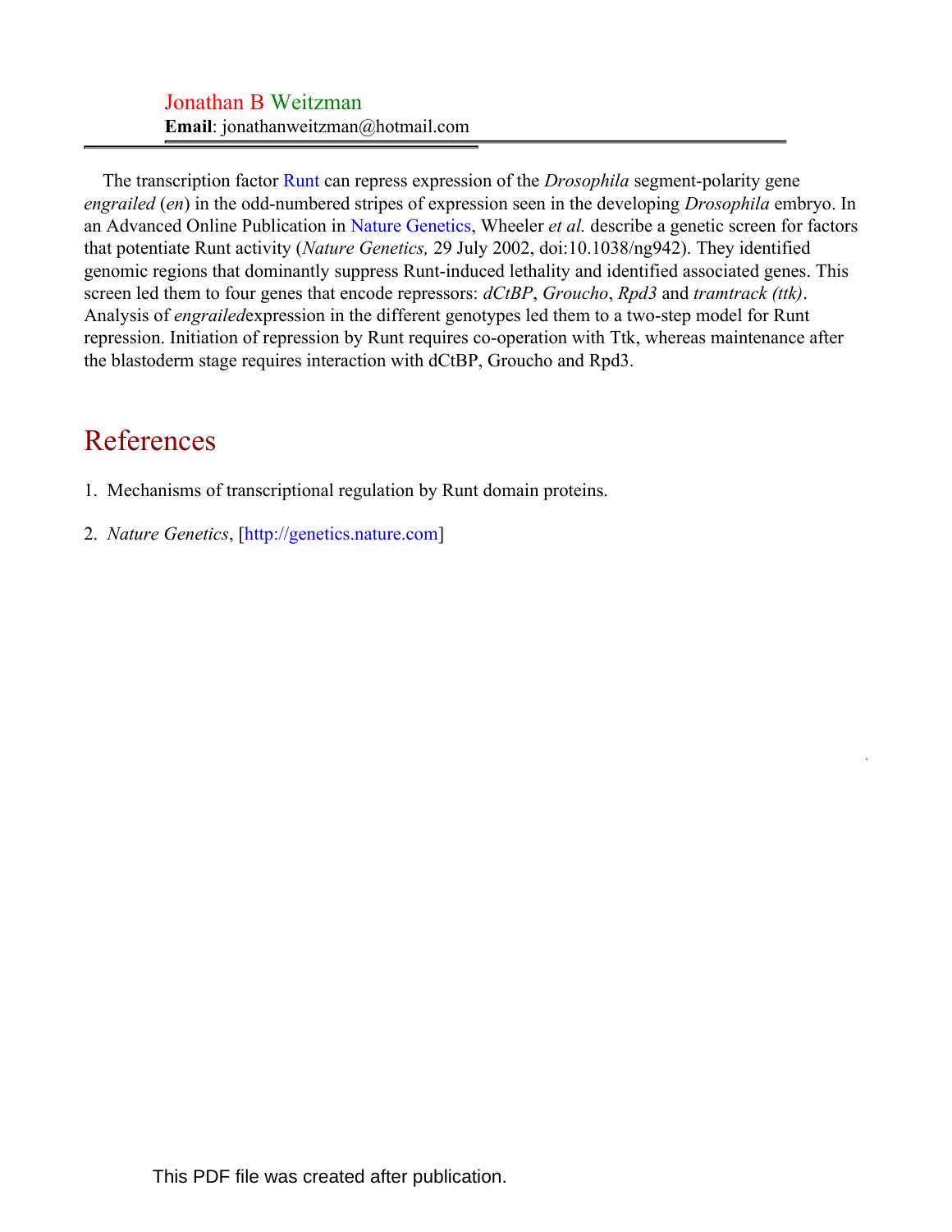Jonathan B Weitzman
**Email**: jonathanweitzman@hotmail.com

The transcription factor Runt can repress expression of the *Drosophila* segment-polarity gene *engrailed* (*en*) in the odd-numbered stripes of expression seen in the developing *Drosophila* embryo. In an Advanced Online Publication in Nature Genetics, Wheeler *et al.* describe a genetic screen for factors that potentiate Runt activity (*Nature Genetics,* 29 July 2002, doi:10.1038/ng942). They identified genomic regions that dominantly suppress Runt-induced lethality and identified associated genes. This screen led them to four genes that encode repressors: *dCtBP*, *Groucho*, *Rpd3* and *tramtrack (ttk)*. Analysis of *engrailed*expression in the different genotypes led them to a two-step model for Runt repression. Initiation of repression by Runt requires co-operation with Ttk, whereas maintenance after the blastoderm stage requires interaction with dCtBP, Groucho and Rpd3.

## References

1. Mechanisms of transcriptional regulation by Runt domain proteins.
2. *Nature Genetics*, [http://genetics.nature.com]

This PDF file was created after publication.